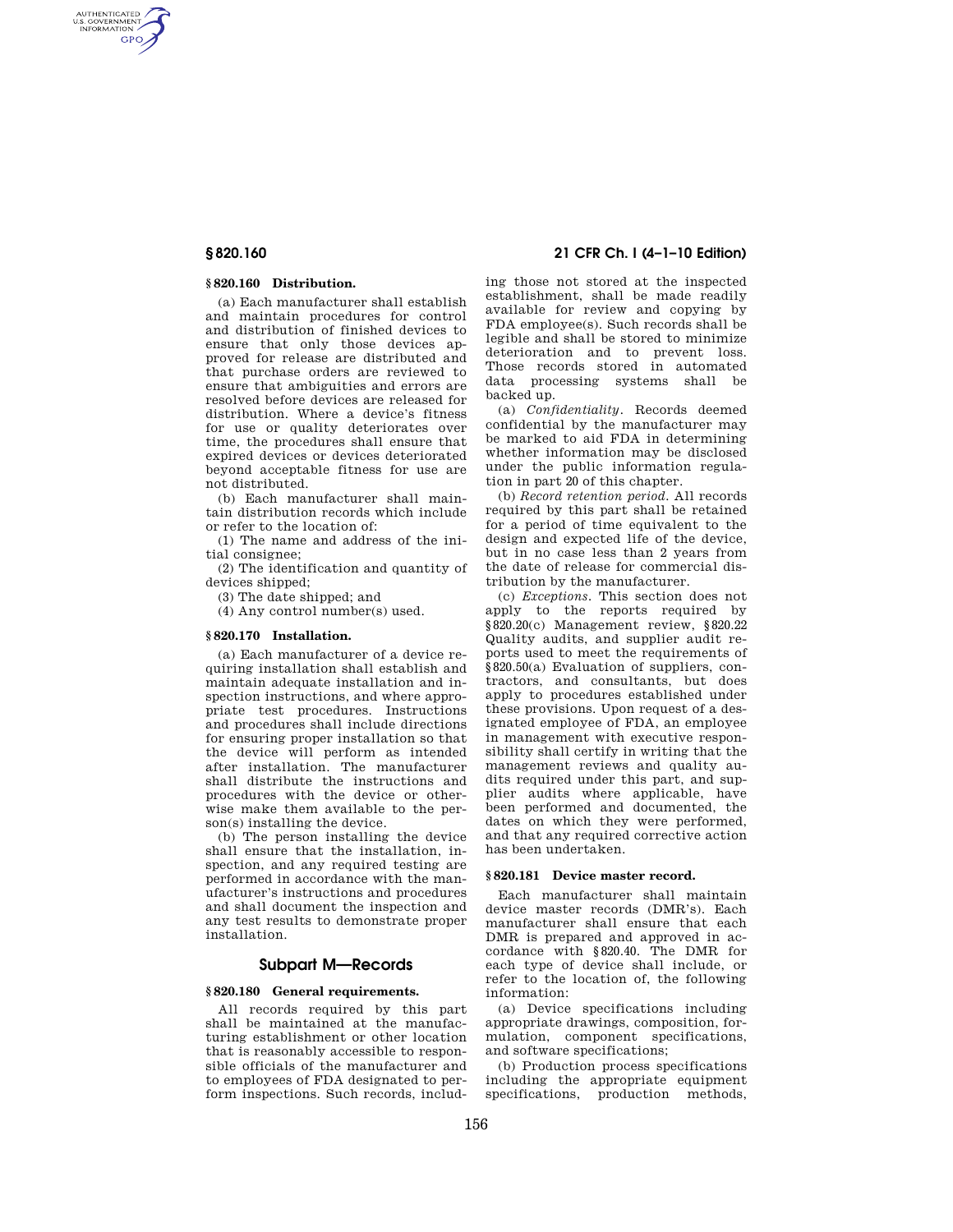### § 820.160 Distribution.

(a) Each manufacturer shall establish and maintain procedures for control and distribution of finished devices to ensure that only those devices approved for release are distributed and that purchase orders are reviewed to ensure that ambiguities and errors are resolved before devices are released for distribution. Where a device's fitness for use or quality deteriorates over time, the procedures shall ensure that expired devices or devices deteriorated beyond acceptable fitness for use are not distributed.

(b) Each manufacturer shall maintain distribution records which include or refer to the location of:

(1) The name and address of the initial consignee;

(2) The identification and quantity of devices shipped;

(3) The date shipped; and

(4) Any control number(s) used.

### § 820.170 Installation.

(a) Each manufacturer of a device requiring installation shall establish and maintain adequate installation and inspection instructions, and where appropriate test procedures. Instructions and procedures shall include directions for ensuring proper installation so that the device will perform as intended after installation. The manufacturer shall distribute the instructions and procedures with the device or otherwise make them available to the person(s) installing the device.

(b) The person installing the device shall ensure that the installation, inspection, and any required testing are performed in accordance with the manufacturer's instructions and procedures and shall document the inspection and any test results to demonstrate proper installation.

## Subpart M—Records

### § 820.180 General requirements.

All records required by this part shall be maintained at the manufacturing establishment or other location that is reasonably accessible to responsible officials of the manufacturer and to employees of FDA designated to perform inspections. Such records, including those not stored at the inspected establishment, shall be made readily available for review and copying by FDA employee(s). Such records shall be legible and shall be stored to minimize deterioration and to prevent loss. Those records stored in automated data processing systems shall be backed up.

(a) *Confidentiality*. Records deemed confidential by the manufacturer may be marked to aid FDA in determining whether information may be disclosed under the public information regulation in part 20 of this chapter.

(b) *Record retention period*. All records required by this part shall be retained for a period of time equivalent to the design and expected life of the device, but in no case less than 2 years from the date of release for commercial distribution by the manufacturer.

(c) *Exceptions*. This section does not apply to the reports required by § 820.20(c) Management review, § 820.22 Quality audits, and supplier audit reports used to meet the requirements of § 820.50(a) Evaluation of suppliers, contractors, and consultants, but does apply to procedures established under these provisions. Upon request of a designated employee of FDA, an employee in management with executive responsibility shall certify in writing that the management reviews and quality audits required under this part, and supplier audits where applicable, have been performed and documented, the dates on which they were performed, and that any required corrective action has been undertaken.

### § 820.181 Device master record.

Each manufacturer shall maintain device master records (DMR's). Each manufacturer shall ensure that each DMR is prepared and approved in accordance with § 820.40. The DMR for each type of device shall include, or refer to the location of, the following information:

(a) Device specifications including appropriate drawings, composition, formulation, component specifications, and software specifications;

(b) Production process specifications including the appropriate equipment specifications, production methods,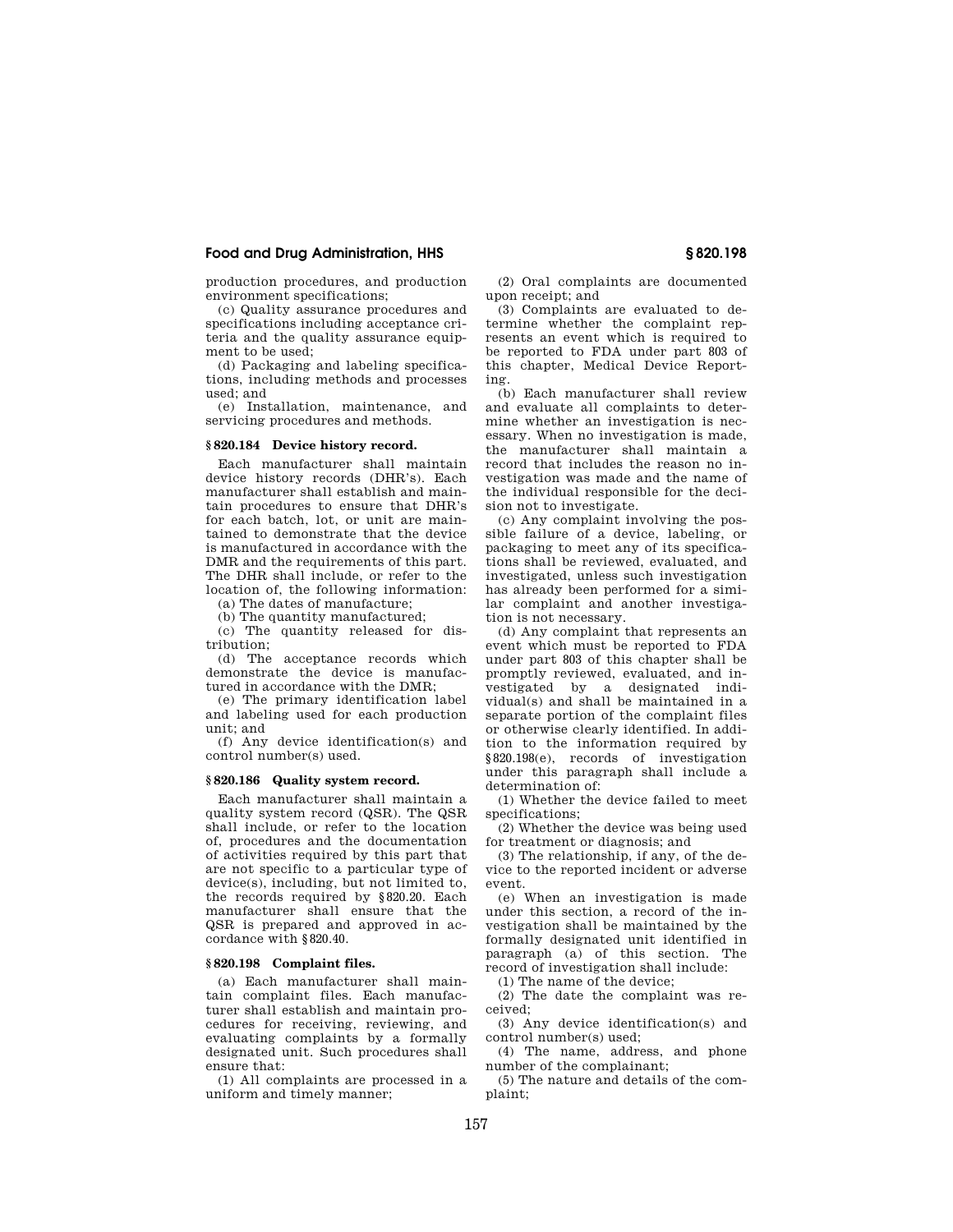production procedures, and production environment specifications;

(c) Quality assurance procedures and specifications including acceptance criteria and the quality assurance equipment to be used;

(d) Packaging and labeling specifications, including methods and processes used; and

(e) Installation, maintenance, and servicing procedures and methods.

### § 820.184 Device history record.

Each manufacturer shall maintain device history records (DHR's). Each manufacturer shall establish and maintain procedures to ensure that DHR's for each batch, lot, or unit are maintained to demonstrate that the device is manufactured in accordance with the DMR and the requirements of this part. The DHR shall include, or refer to the location of, the following information:

(a) The dates of manufacture;

(b) The quantity manufactured;

(c) The quantity released for distribution;

(d) The acceptance records which demonstrate the device is manufactured in accordance with the DMR;

(e) The primary identification label and labeling used for each production unit; and

(f) Any device identification(s) and control number(s) used.

### § 820.186 Quality system record.

Each manufacturer shall maintain a quality system record (QSR). The QSR shall include, or refer to the location of, procedures and the documentation of activities required by this part that are not specific to a particular type of device(s), including, but not limited to, the records required by § 820.20. Each manufacturer shall ensure that the QSR is prepared and approved in accordance with § 820.40.

### § 820.198 Complaint files.

(a) Each manufacturer shall maintain complaint files. Each manufacturer shall establish and maintain procedures for receiving, reviewing, and evaluating complaints by a formally designated unit. Such procedures shall ensure that:

(1) All complaints are processed in a uniform and timely manner;

(2) Oral complaints are documented upon receipt; and

(3) Complaints are evaluated to determine whether the complaint represents an event which is required to be reported to FDA under part 803 of this chapter, Medical Device Reporting.

(b) Each manufacturer shall review and evaluate all complaints to determine whether an investigation is necessary. When no investigation is made, the manufacturer shall maintain a record that includes the reason no investigation was made and the name of the individual responsible for the decision not to investigate.

(c) Any complaint involving the possible failure of a device, labeling, or packaging to meet any of its specifications shall be reviewed, evaluated, and investigated, unless such investigation has already been performed for a similar complaint and another investigation is not necessary.

(d) Any complaint that represents an event which must be reported to FDA under part 803 of this chapter shall be promptly reviewed, evaluated, and investigated by a designated individual(s) and shall be maintained in a separate portion of the complaint files or otherwise clearly identified. In addition to the information required by § 820.198(e), records of investigation under this paragraph shall include a determination of:

(1) Whether the device failed to meet specifications;

(2) Whether the device was being used for treatment or diagnosis; and

(3) The relationship, if any, of the device to the reported incident or adverse event.

(e) When an investigation is made under this section, a record of the investigation shall be maintained by the formally designated unit identified in paragraph (a) of this section. The record of investigation shall include:

(1) The name of the device;

(2) The date the complaint was received;

(3) Any device identification(s) and control number(s) used;

(4) The name, address, and phone number of the complainant;

(5) The nature and details of the complaint;